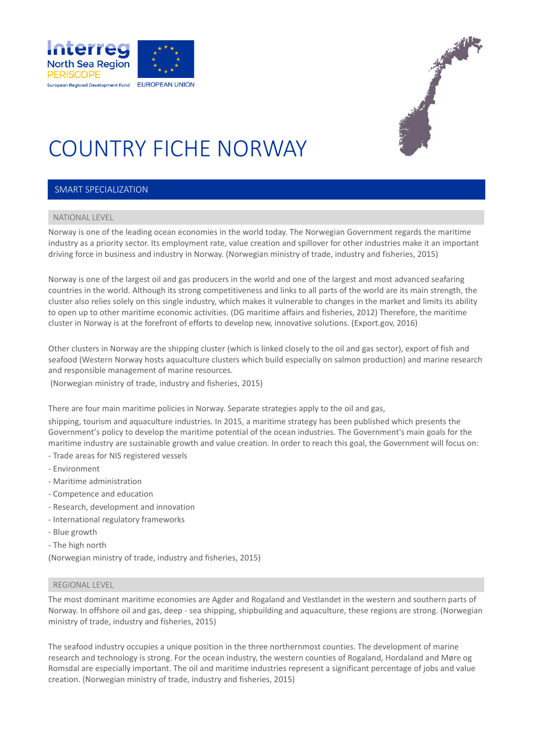# COUNTRY FICHE NORWAY

## SMART SPECIALIZATION

### NATIONAL LEVEL

Norway is one of the leading ocean economies in the world today. The Norwegian Government regards the maritime industry as a priority sector. Its employment rate, value creation and spillover for other industries make it an important driving force in business and industry in Norway. (Norwegian ministry of trade, industry and fisheries, 2015)

Norway is one of the largest oil and gas producers in the world and one of the largest and most advanced seafaring countries in the world. Although its strong competitiveness and links to all parts of the world are its main strength, the cluster also relies solely on this single industry, which makes it vulnerable to changes in the market and limits its ability to open up to other maritime economic activities. (DG maritime affairs and fisheries, 2012) Therefore, the maritime cluster in Norway is at the forefront of efforts to develop new, innovative solutions. (Export.gov, 2016)

Other clusters in Norway are the shipping cluster (which is linked closely to the oil and gas sector), export of fish and seafood (Western Norway hosts aquaculture clusters which build especially on salmon production) and marine research and responsible management of marine resources.

(Norwegian ministry of trade, industry and fisheries, 2015)

There are four main maritime policies in Norway. Separate strategies apply to the oil and gas,

shipping, tourism and aquaculture industries. In 2015, a maritime strategy has been published which presents the Government's policy to develop the maritime potential of the ocean industries. The Government's main goals for the maritime industry are sustainable growth and value creation. In order to reach this goal, the Government will focus on:

- Trade areas for NIS registered vessels
- Environment
- Maritime administration
- Competence and education
- Research, development and innovation
- International regulatory frameworks
- Blue growth
- The high north

(Norwegian ministry of trade, industry and fisheries, 2015)

### REGIONAL LEVEL

The most dominant maritime economies are Agder and Rogaland and Vestlandet in the western and southern parts of Norway. In offshore oil and gas, deep - sea shipping, shipbuilding and aquaculture, these regions are strong. (Norwegian ministry of trade, industry and fisheries, 2015)

The seafood industry occupies a unique position in the three northernmost counties. The development of marine research and technology is strong. For the ocean industry, the western counties of Rogaland, Hordaland and Møre og Romsdal are especially important. The oil and maritime industries represent a significant percentage of jobs and value creation. (Norwegian ministry of trade, industry and fisheries, 2015)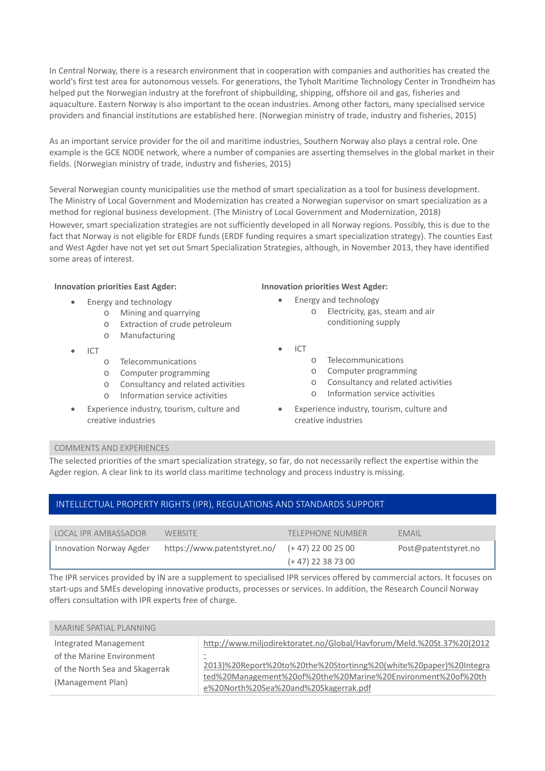In Central Norway, there is a research environment that in cooperation with companies and authorities has created the world's first test area for autonomous vessels. For generations, the Tyholt Maritime Technology Center in Trondheim has helped put the Norwegian industry at the forefront of shipbuilding, shipping, offshore oil and gas, fisheries and aquaculture. Eastern Norway is also important to the ocean industries. Among other factors, many specialised service providers and financial institutions are established here. (Norwegian ministry of trade, industry and fisheries, 2015)

As an important service provider for the oil and maritime industries, Southern Norway also plays a central role. One example is the GCE NODE network, where a number of companies are asserting themselves in the global market in their fields. (Norwegian ministry of trade, industry and fisheries, 2015)

Several Norwegian county municipalities use the method of smart specialization as a tool for business development. The Ministry of Local Government and Modernization has created a Norwegian supervisor on smart specialization as a method for regional business development. (The Ministry of Local Government and Modernization, 2018)
However, smart specialization strategies are not sufficiently developed in all Norway regions. Possibly, this is due to the fact that Norway is not eligible for ERDF funds (ERDF funding requires a smart specialization strategy). The counties East and West Agder have not yet set out Smart Specialization Strategies, although, in November 2013, they have identified some areas of interest.

**Innovation priorities East Agder:**

- Energy and technology
  - Mining and quarrying
  - Extraction of crude petroleum
  - Manufacturing
- ICT
  - Telecommunications
  - Computer programming
  - Consultancy and related activities
  - Information service activities
- Experience industry, tourism, culture and creative industries

**Innovation priorities West Agder:**

- Energy and technology
  - Electricity, gas, steam and air conditioning supply
- ICT
  - Telecommunications
  - Computer programming
  - Consultancy and related activities
  - Information service activities
- Experience industry, tourism, culture and creative industries

COMMENTS AND EXPERIENCES

The selected priorities of the smart specialization strategy, so far, do not necessarily reflect the expertise within the Agder region. A clear link to its world class maritime technology and process industry is missing.

## INTELLECTUAL PROPERTY RIGHTS (IPR), REGULATIONS AND STANDARDS SUPPORT

| LOCAL IPR AMBASSADOR | WEBSITE | TELEPHONE NUMBER | EMAIL |
|---|---|---|---|
| Innovation Norway Agder | https://www.patentstyret.no/ | (+ 47) 22 00 25 00<br>(+ 47) 22 38 73 00 | Post@patentstyret.no |

The IPR services provided by IN are a supplement to specialised IPR services offered by commercial actors. It focuses on start-ups and SMEs developing innovative products, processes or services. In addition, the Research Council Norway offers consultation with IPR experts free of charge.

| MARINE SPATIAL PLANNING | |
|---|---|
| Integrated Management of the Marine Environment of the North Sea and Skagerrak (Management Plan) | http://www.miljodirektoratet.no/Global/Havforum/Meld.%20St.37%20(2012-2013)%20Report%20to%20the%20Stortinng%20(white%20paper)%20Integrated%20Management%20of%20the%20Marine%20Environment%20of%20the%20North%20Sea%20and%20Skagerrak.pdf |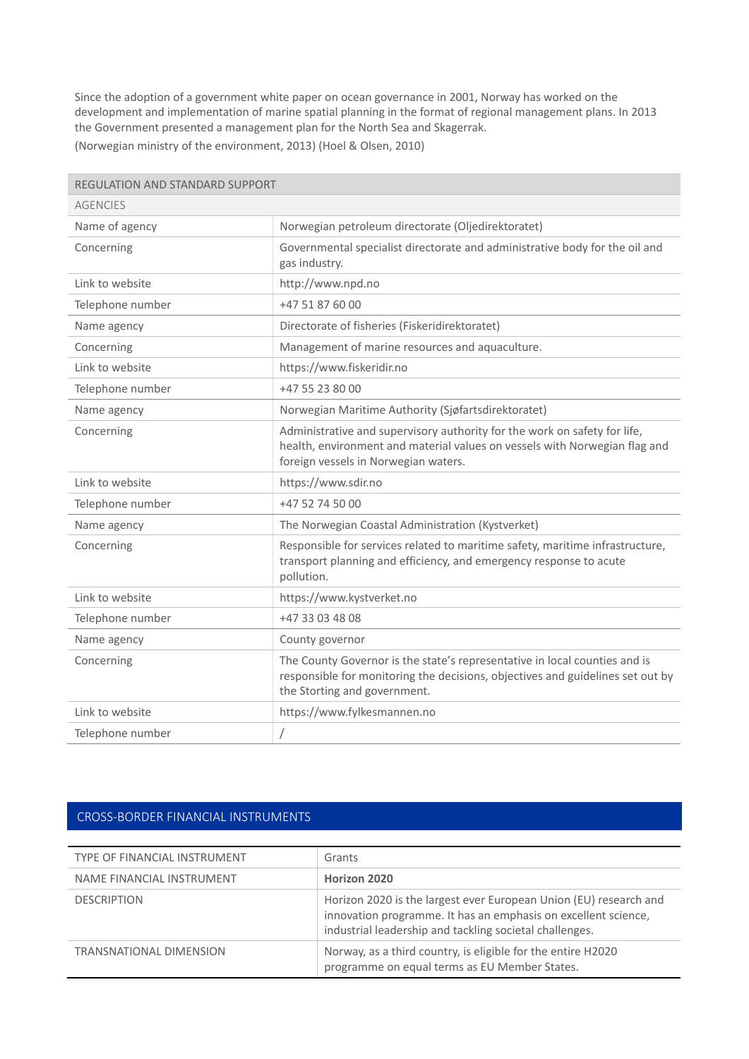Since the adoption of a government white paper on ocean governance in 2001, Norway has worked on the development and implementation of marine spatial planning in the format of regional management plans. In 2013 the Government presented a management plan for the North Sea and Skagerrak.

(Norwegian ministry of the environment, 2013) (Hoel & Olsen, 2010)

| REGULATION AND STANDARD SUPPORT | |
|---|---|
| AGENCIES | |
| Name of agency | Norwegian petroleum directorate (Oljedirektoratet) |
| Concerning | Governmental specialist directorate and administrative body for the oil and gas industry. |
| Link to website | http://www.npd.no |
| Telephone number | +47 51 87 60 00 |
| Name agency | Directorate of fisheries (Fiskeridirektoratet) |
| Concerning | Management of marine resources and aquaculture. |
| Link to website | https://www.fiskeridir.no |
| Telephone number | +47 55 23 80 00 |
| Name agency | Norwegian Maritime Authority (Sjøfartsdirektoratet) |
| Concerning | Administrative and supervisory authority for the work on safety for life, health, environment and material values on vessels with Norwegian flag and foreign vessels in Norwegian waters. |
| Link to website | https://www.sdir.no |
| Telephone number | +47 52 74 50 00 |
| Name agency | The Norwegian Coastal Administration (Kystverket) |
| Concerning | Responsible for services related to maritime safety, maritime infrastructure, transport planning and efficiency, and emergency response to acute pollution. |
| Link to website | https://www.kystverket.no |
| Telephone number | +47 33 03 48 08 |
| Name agency | County governor |
| Concerning | The County Governor is the state's representative in local counties and is responsible for monitoring the decisions, objectives and guidelines set out by the Storting and government. |
| Link to website | https://www.fylkesmannen.no |
| Telephone number | / |

## CROSS-BORDER FINANCIAL INSTRUMENTS

| TYPE OF FINANCIAL INSTRUMENT | Grants |
|---|---|
| NAME FINANCIAL INSTRUMENT | **Horizon 2020** |
| DESCRIPTION | Horizon 2020 is the largest ever European Union (EU) research and innovation programme. It has an emphasis on excellent science, industrial leadership and tackling societal challenges. |
| TRANSNATIONAL DIMENSION | Norway, as a third country, is eligible for the entire H2020 programme on equal terms as EU Member States. |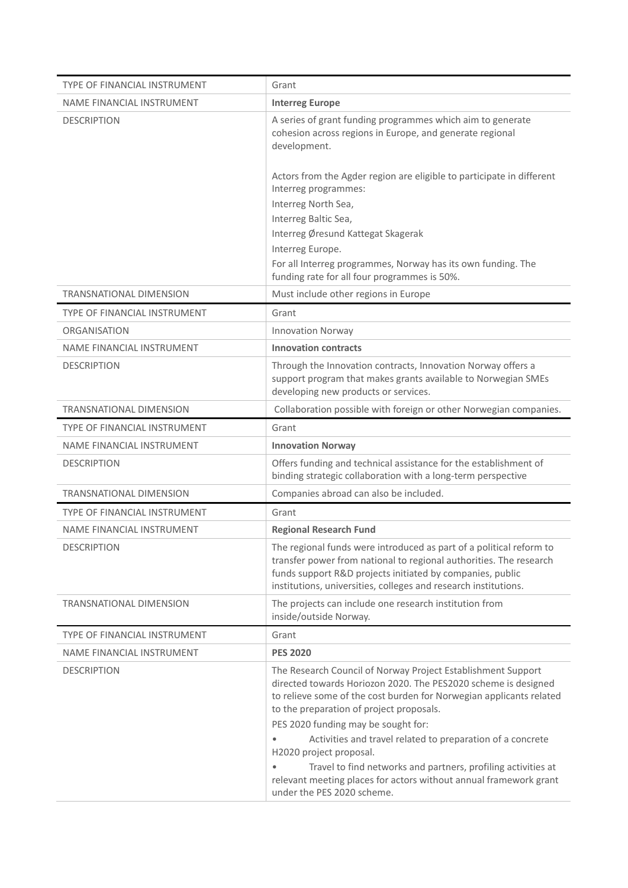| TYPE OF FINANCIAL INSTRUMENT | Grant |
|---|---|
| NAME FINANCIAL INSTRUMENT | **Interreg Europe** |
| DESCRIPTION | A series of grant funding programmes which aim to generate cohesion across regions in Europe, and generate regional development.<br><br>Actors from the Agder region are eligible to participate in different Interreg programmes:<br>Interreg North Sea,<br>Interreg Baltic Sea,<br>Interreg Øresund Kattegat Skagerak<br>Interreg Europe.<br>For all Interreg programmes, Norway has its own funding. The funding rate for all four programmes is 50%. |
| TRANSNATIONAL DIMENSION | Must include other regions in Europe |

| TYPE OF FINANCIAL INSTRUMENT | Grant |
|---|---|
| ORGANISATION | Innovation Norway |
| NAME FINANCIAL INSTRUMENT | **Innovation contracts** |
| DESCRIPTION | Through the Innovation contracts, Innovation Norway offers a support program that makes grants available to Norwegian SMEs developing new products or services. |
| TRANSNATIONAL DIMENSION | Collaboration possible with foreign or other Norwegian companies. |

| TYPE OF FINANCIAL INSTRUMENT | Grant |
|---|---|
| NAME FINANCIAL INSTRUMENT | **Innovation Norway** |
| DESCRIPTION | Offers funding and technical assistance for the establishment of binding strategic collaboration with a long-term perspective |
| TRANSNATIONAL DIMENSION | Companies abroad can also be included. |

| TYPE OF FINANCIAL INSTRUMENT | Grant |
|---|---|
| NAME FINANCIAL INSTRUMENT | **Regional Research Fund** |
| DESCRIPTION | The regional funds were introduced as part of a political reform to transfer power from national to regional authorities. The research funds support R&D projects initiated by companies, public institutions, universities, colleges and research institutions. |
| TRANSNATIONAL DIMENSION | The projects can include one research institution from inside/outside Norway. |

| TYPE OF FINANCIAL INSTRUMENT | Grant |
|---|---|
| NAME FINANCIAL INSTRUMENT | **PES 2020** |
| DESCRIPTION | The Research Council of Norway Project Establishment Support directed towards Horiozon 2020. The PES2020 scheme is designed to relieve some of the cost burden for Norwegian applicants related to the preparation of project proposals.<br>PES 2020 funding may be sought for:<br>• Activities and travel related to preparation of a concrete H2020 project proposal.<br>• Travel to find networks and partners, profiling activities at relevant meeting places for actors without annual framework grant under the PES 2020 scheme. |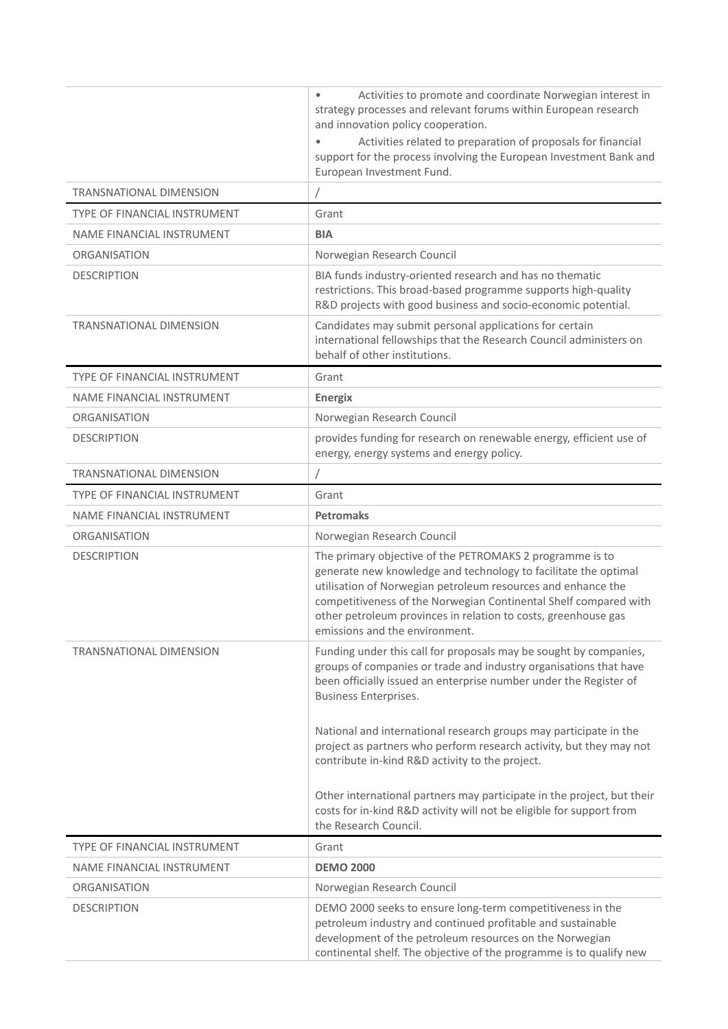| | |
|---|---|
| | • Activities to promote and coordinate Norwegian interest in strategy processes and relevant forums within European research and innovation policy cooperation.<br>• Activities related to preparation of proposals for financial support for the process involving the European Investment Bank and European Investment Fund. |
| TRANSNATIONAL DIMENSION | / |
| TYPE OF FINANCIAL INSTRUMENT | Grant |
| NAME FINANCIAL INSTRUMENT | **BIA** |
| ORGANISATION | Norwegian Research Council |
| DESCRIPTION | BIA funds industry-oriented research and has no thematic restrictions. This broad-based programme supports high-quality R&D projects with good business and socio-economic potential. |
| TRANSNATIONAL DIMENSION | Candidates may submit personal applications for certain international fellowships that the Research Council administers on behalf of other institutions. |
| TYPE OF FINANCIAL INSTRUMENT | Grant |
| NAME FINANCIAL INSTRUMENT | **Energix** |
| ORGANISATION | Norwegian Research Council |
| DESCRIPTION | provides funding for research on renewable energy, efficient use of energy, energy systems and energy policy. |
| TRANSNATIONAL DIMENSION | / |
| TYPE OF FINANCIAL INSTRUMENT | Grant |
| NAME FINANCIAL INSTRUMENT | **Petromaks** |
| ORGANISATION | Norwegian Research Council |
| DESCRIPTION | The primary objective of the PETROMAKS 2 programme is to generate new knowledge and technology to facilitate the optimal utilisation of Norwegian petroleum resources and enhance the competitiveness of the Norwegian Continental Shelf compared with other petroleum provinces in relation to costs, greenhouse gas emissions and the environment. |
| TRANSNATIONAL DIMENSION | Funding under this call for proposals may be sought by companies, groups of companies or trade and industry organisations that have been officially issued an enterprise number under the Register of Business Enterprises.<br><br>National and international research groups may participate in the project as partners who perform research activity, but they may not contribute in-kind R&D activity to the project.<br><br>Other international partners may participate in the project, but their costs for in-kind R&D activity will not be eligible for support from the Research Council. |
| TYPE OF FINANCIAL INSTRUMENT | Grant |
| NAME FINANCIAL INSTRUMENT | **DEMO 2000** |
| ORGANISATION | Norwegian Research Council |
| DESCRIPTION | DEMO 2000 seeks to ensure long-term competitiveness in the petroleum industry and continued profitable and sustainable development of the petroleum resources on the Norwegian continental shelf. The objective of the programme is to qualify new |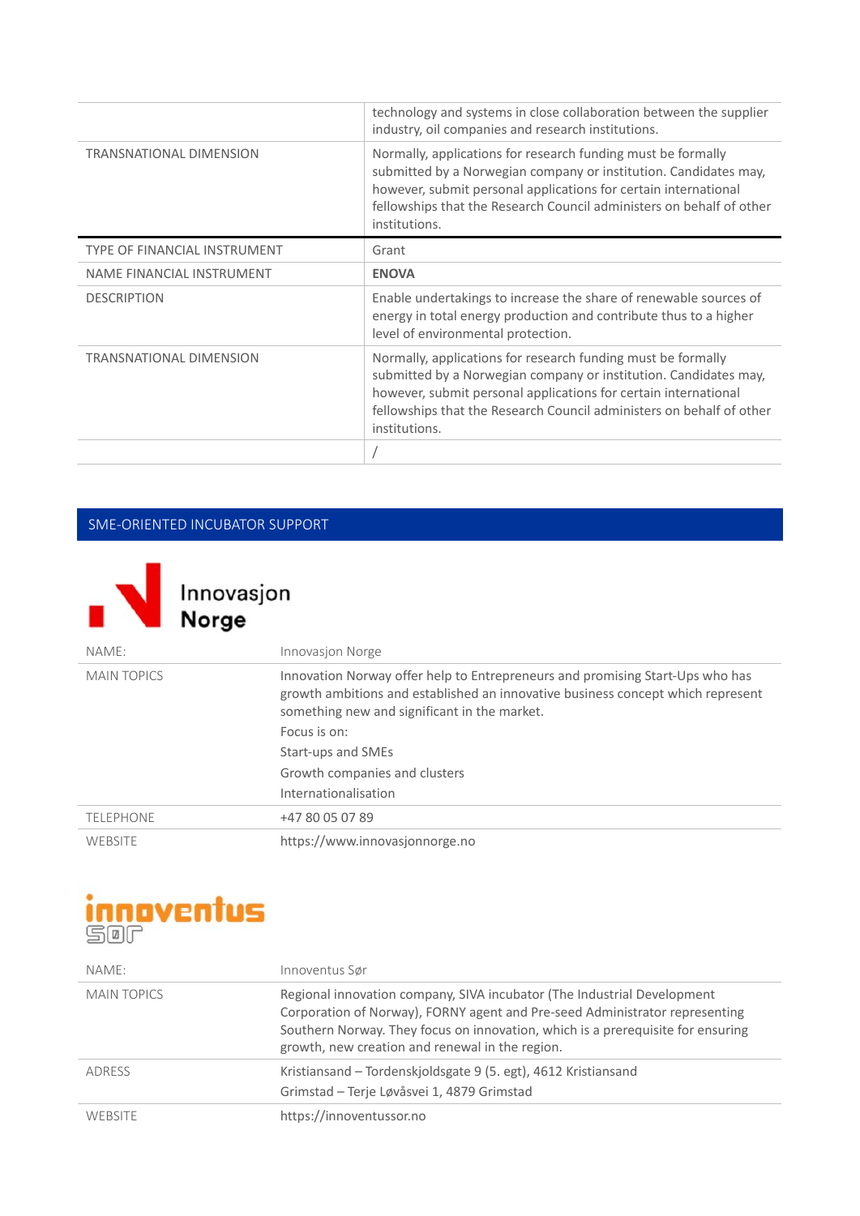| | |
|---|---|
| | technology and systems in close collaboration between the supplier industry, oil companies and research institutions. |
| TRANSNATIONAL DIMENSION | Normally, applications for research funding must be formally submitted by a Norwegian company or institution. Candidates may, however, submit personal applications for certain international fellowships that the Research Council administers on behalf of other institutions. |

| | |
|---|---|
| TYPE OF FINANCIAL INSTRUMENT | Grant |
| NAME FINANCIAL INSTRUMENT | **ENOVA** |
| DESCRIPTION | Enable undertakings to increase the share of renewable sources of energy in total energy production and contribute thus to a higher level of environmental protection. |
| TRANSNATIONAL DIMENSION | Normally, applications for research funding must be formally submitted by a Norwegian company or institution. Candidates may, however, submit personal applications for certain international fellowships that the Research Council administers on behalf of other institutions. |
| | / |

## SME-ORIENTED INCUBATOR SUPPORT

Innovasjon Norge

| | |
|---|---|
| NAME: | Innovasjon Norge |
| MAIN TOPICS | Innovation Norway offer help to Entrepreneurs and promising Start-Ups who has growth ambitions and established an innovative business concept which represent something new and significant in the market.<br>Focus is on:<br>Start-ups and SMEs<br>Growth companies and clusters<br>Internationalisation |
| TELEPHONE | +47 80 05 07 89 |
| WEBSITE | https://www.innovasjonnorge.no |

innoventus sør

| | |
|---|---|
| NAME: | Innoventus Sør |
| MAIN TOPICS | Regional innovation company, SIVA incubator (The Industrial Development Corporation of Norway), FORNY agent and Pre-seed Administrator representing Southern Norway. They focus on innovation, which is a prerequisite for ensuring growth, new creation and renewal in the region. |
| ADRESS | Kristiansand – Tordenskjoldsgate 9 (5. egt), 4612 Kristiansand<br>Grimstad – Terje Løvåsvei 1, 4879 Grimstad |
| WEBSITE | https://innoventussor.no |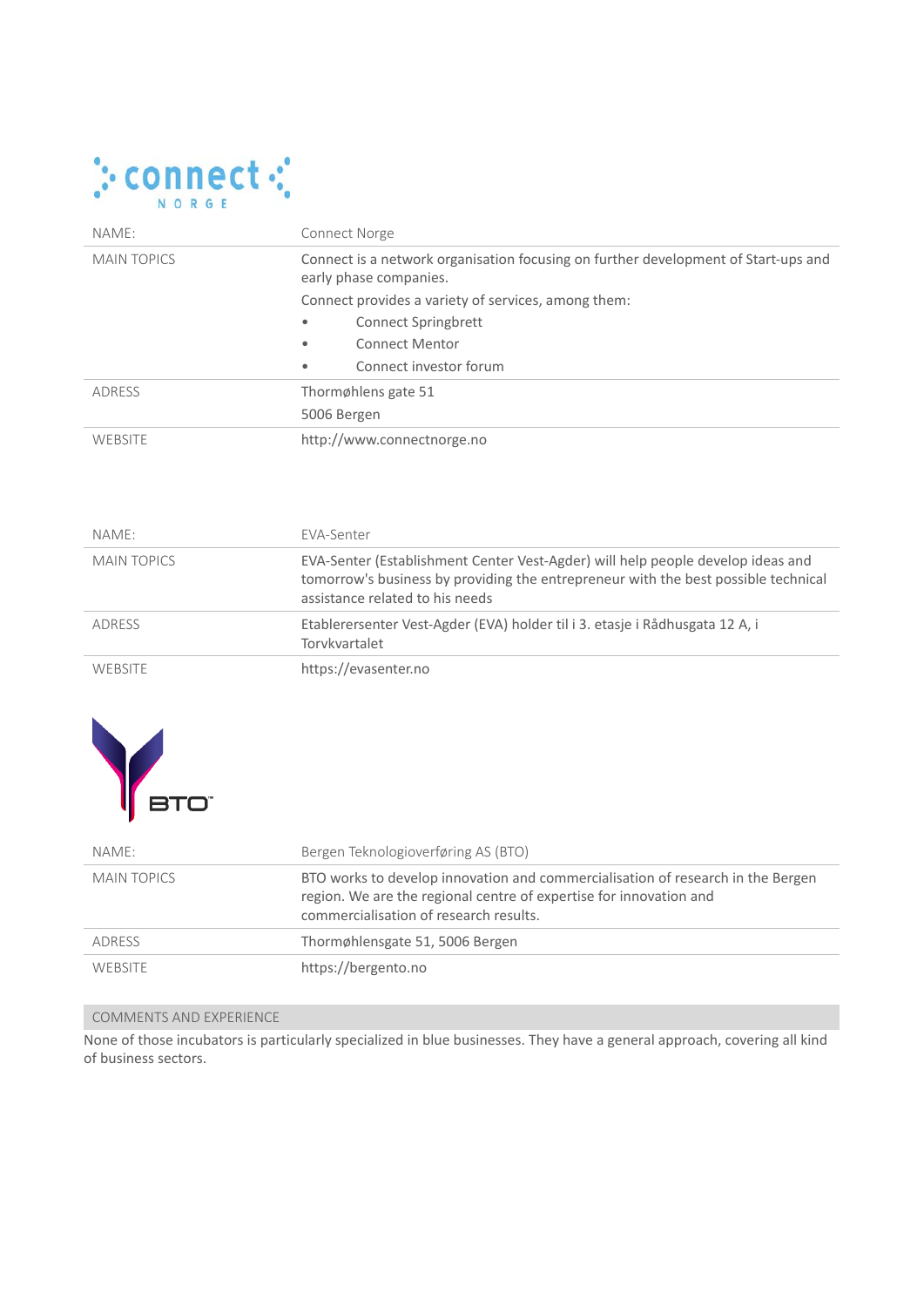| NAME: | Connect Norge |
|---|---|
| MAIN TOPICS | Connect is a network organisation focusing on further development of Start-ups and early phase companies.<br>Connect provides a variety of services, among them:<br>• Connect Springbrett<br>• Connect Mentor<br>• Connect investor forum |
| ADRESS | Thormøhlens gate 51<br>5006 Bergen |
| WEBSITE | http://www.connectnorge.no |

| NAME: | EVA-Senter |
|---|---|
| MAIN TOPICS | EVA-Senter (Establishment Center Vest-Agder) will help people develop ideas and tomorrow's business by providing the entrepreneur with the best possible technical assistance related to his needs |
| ADRESS | Etablerersenter Vest-Agder (EVA) holder til i 3. etasje i Rådhusgata 12 A, i Torvkvartalet |
| WEBSITE | https://evasenter.no |

| NAME: | Bergen Teknologioverføring AS (BTO) |
|---|---|
| MAIN TOPICS | BTO works to develop innovation and commercialisation of research in the Bergen region. We are the regional centre of expertise for innovation and commercialisation of research results. |
| ADRESS | Thormøhlensgate 51, 5006 Bergen |
| WEBSITE | https://bergento.no |

| COMMENTS AND EXPERIENCE |
|---|
| None of those incubators is particularly specialized in blue businesses. They have a general approach, covering all kind of business sectors. |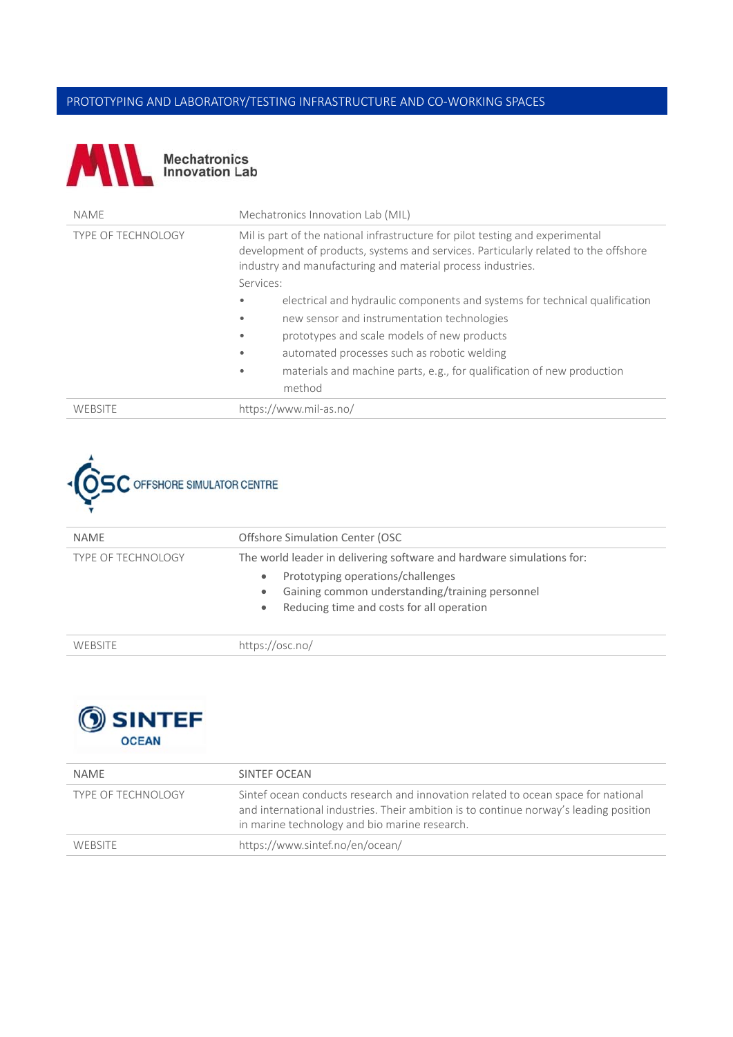## PROTOTYPING AND LABORATORY/TESTING INFRASTRUCTURE AND CO-WORKING SPACES

Mechatronics Innovation Lab

| NAME | Mechatronics Innovation Lab (MIL) |
|---|---|
| TYPE OF TECHNOLOGY | Mil is part of the national infrastructure for pilot testing and experimental development of products, systems and services. Particularly related to the offshore industry and manufacturing and material process industries.<br>Services:<br>• electrical and hydraulic components and systems for technical qualification<br>• new sensor and instrumentation technologies<br>• prototypes and scale models of new products<br>• automated processes such as robotic welding<br>• materials and machine parts, e.g., for qualification of new production method |
| WEBSITE | https://www.mil-as.no/ |

OSC OFFSHORE SIMULATOR CENTRE

| NAME | Offshore Simulation Center (OSC |
|---|---|
| TYPE OF TECHNOLOGY | The world leader in delivering software and hardware simulations for:<br>• Prototyping operations/challenges<br>• Gaining common understanding/training personnel<br>• Reducing time and costs for all operation |
| WEBSITE | https://osc.no/ |

SINTEF OCEAN

| NAME | SINTEF OCEAN |
|---|---|
| TYPE OF TECHNOLOGY | Sintef ocean conducts research and innovation related to ocean space for national and international industries. Their ambition is to continue norway's leading position in marine technology and bio marine research. |
| WEBSITE | https://www.sintef.no/en/ocean/ |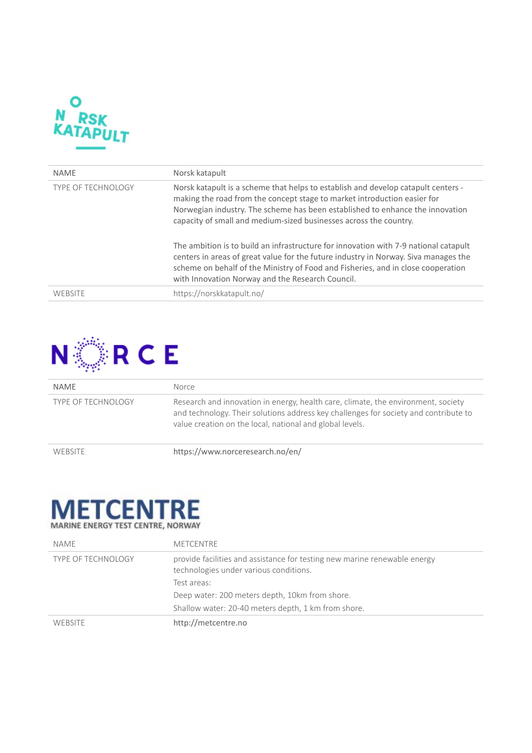| NAME | Norsk katapult |
| --- | --- |
| TYPE OF TECHNOLOGY | Norsk katapult is a scheme that helps to establish and develop catapult centers - making the road from the concept stage to market introduction easier for Norwegian industry. The scheme has been established to enhance the innovation capacity of small and medium-sized businesses across the country.<br><br>The ambition is to build an infrastructure for innovation with 7-9 national catapult centers in areas of great value for the future industry in Norway. Siva manages the scheme on behalf of the Ministry of Food and Fisheries, and in close cooperation with Innovation Norway and the Research Council. |
| WEBSITE | https://norskkatapult.no/ |

| NAME | Norce |
| --- | --- |
| TYPE OF TECHNOLOGY | Research and innovation in energy, health care, climate, the environment, society and technology. Their solutions address key challenges for society and contribute to value creation on the local, national and global levels. |
| WEBSITE | https://www.norceresearch.no/en/ |

| NAME | METCENTRE |
| --- | --- |
| TYPE OF TECHNOLOGY | provide facilities and assistance for testing new marine renewable energy technologies under various conditions.<br>Test areas:<br>Deep water: 200 meters depth, 10km from shore.<br>Shallow water: 20-40 meters depth, 1 km from shore. |
| WEBSITE | http://metcentre.no |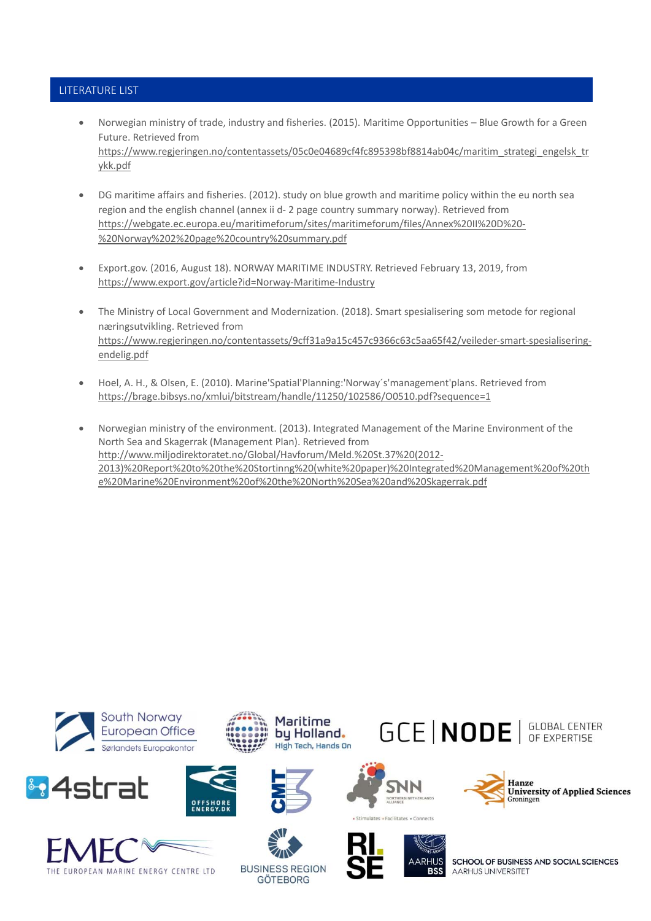## LITERATURE LIST

- Norwegian ministry of trade, industry and fisheries. (2015). Maritime Opportunities – Blue Growth for a Green Future. Retrieved from https://www.regjeringen.no/contentassets/05c0e04689cf4fc895398bf8814ab04c/maritim_strategi_engelsk_trykk.pdf

- DG maritime affairs and fisheries. (2012). study on blue growth and maritime policy within the eu north sea region and the english channel (annex ii d- 2 page country summary norway). Retrieved from https://webgate.ec.europa.eu/maritimeforum/sites/maritimeforum/files/Annex%20II%20D%20-%20Norway%202%20page%20country%20summary.pdf

- Export.gov. (2016, August 18). NORWAY MARITIME INDUSTRY. Retrieved February 13, 2019, from https://www.export.gov/article?id=Norway-Maritime-Industry

- The Ministry of Local Government and Modernization. (2018). Smart spesialisering som metode for regional næringsutvikling. Retrieved from https://www.regjeringen.no/contentassets/9cff31a9a15c457c9366c63c5aa65f42/veileder-smart-spesialisering-endelig.pdf

- Hoel, A. H., & Olsen, E. (2010). Marine'Spatial'Planning:'Norway´s'management'plans. Retrieved from https://brage.bibsys.no/xmlui/bitstream/handle/11250/102586/O0510.pdf?sequence=1

- Norwegian ministry of the environment. (2013). Integrated Management of the Marine Environment of the North Sea and Skagerrak (Management Plan). Retrieved from http://www.miljodirektoratet.no/Global/Havforum/Meld.%20St.37%20(2012-2013)%20Report%20to%20the%20Storting%20(white%20paper)%20Integrated%20Management%20of%20the%20Marine%20Environment%20of%20the%20North%20Sea%20and%20Skagerrak.pdf